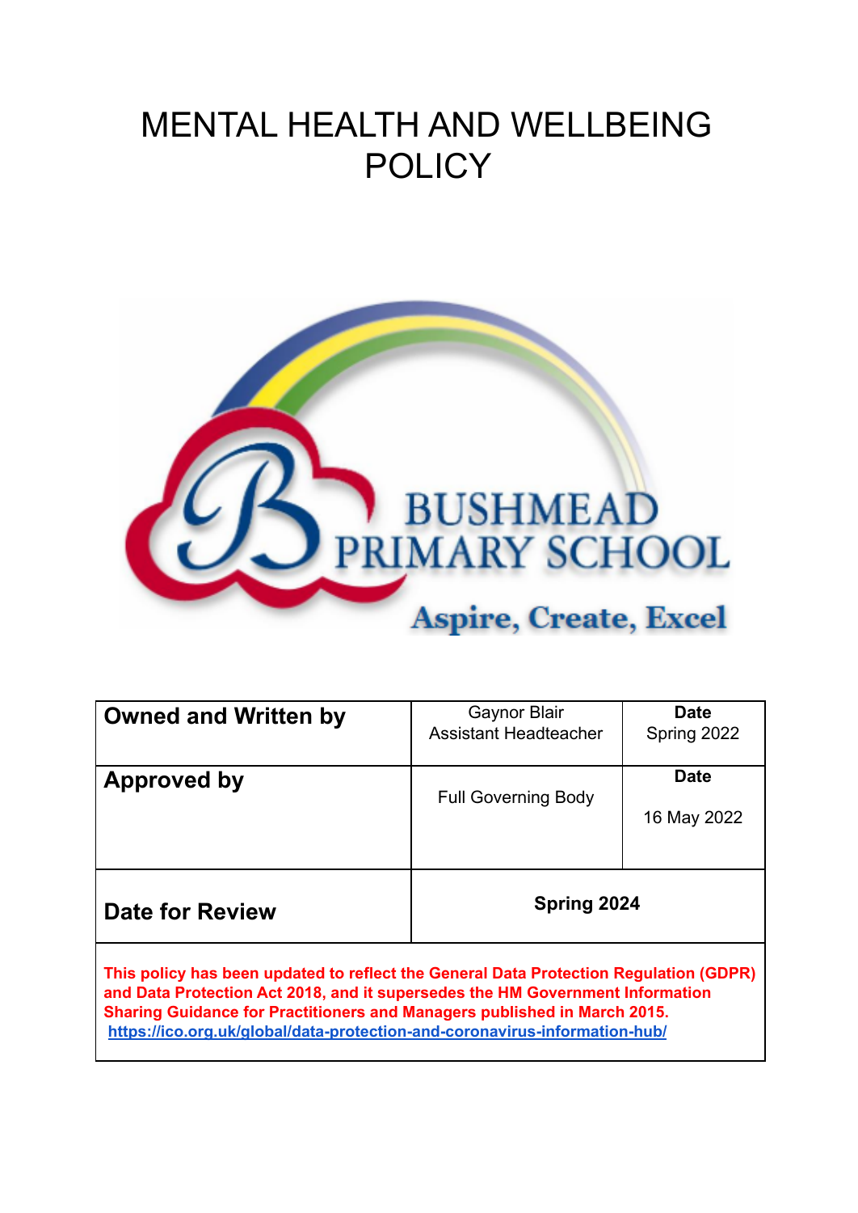# MENTAL HEALTH AND WELLBEING POLICY

BUSHMEAD PRIMARY SCHOOL

Aspire, Create, Excel

| **Owned and Written by** | Gaynor Blair<br>Assistant Headteacher | **Date**<br>Spring 2022 |
|---|---|---|
| **Approved by** | Full Governing Body | **Date**<br>16 May 2022 |
| **Date for Review** | **Spring 2024** | |

**This policy has been updated to reflect the General Data Protection Regulation (GDPR) and Data Protection Act 2018, and it supersedes the HM Government Information Sharing Guidance for Practitioners and Managers published in March 2015.**
**https://ico.org.uk/global/data-protection-and-coronavirus-information-hub/**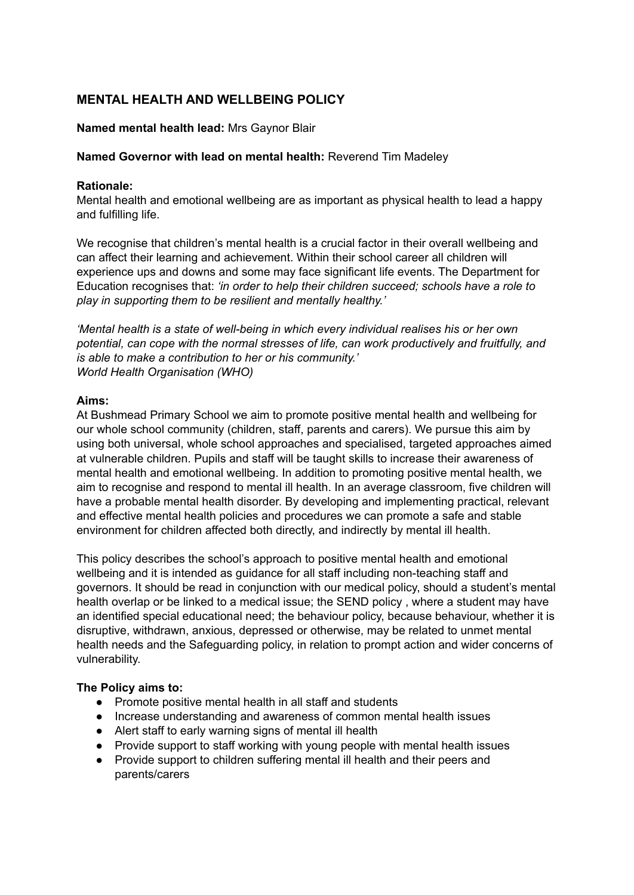## MENTAL HEALTH AND WELLBEING POLICY

**Named mental health lead:** Mrs Gaynor Blair

**Named Governor with lead on mental health:** Reverend Tim Madeley

**Rationale:**
Mental health and emotional wellbeing are as important as physical health to lead a happy and fulfilling life.

We recognise that children's mental health is a crucial factor in their overall wellbeing and can affect their learning and achievement. Within their school career all children will experience ups and downs and some may face significant life events. The Department for Education recognises that: *'in order to help their children succeed; schools have a role to play in supporting them to be resilient and mentally healthy.'*

*'Mental health is a state of well-being in which every individual realises his or her own potential, can cope with the normal stresses of life, can work productively and fruitfully, and is able to make a contribution to her or his community.'*
*World Health Organisation (WHO)*

**Aims:**
At Bushmead Primary School we aim to promote positive mental health and wellbeing for our whole school community (children, staff, parents and carers). We pursue this aim by using both universal, whole school approaches and specialised, targeted approaches aimed at vulnerable children. Pupils and staff will be taught skills to increase their awareness of mental health and emotional wellbeing. In addition to promoting positive mental health, we aim to recognise and respond to mental ill health. In an average classroom, five children will have a probable mental health disorder. By developing and implementing practical, relevant and effective mental health policies and procedures we can promote a safe and stable environment for children affected both directly, and indirectly by mental ill health.

This policy describes the school's approach to positive mental health and emotional wellbeing and it is intended as guidance for all staff including non-teaching staff and governors. It should be read in conjunction with our medical policy, should a student's mental health overlap or be linked to a medical issue; the SEND policy , where a student may have an identified special educational need; the behaviour policy, because behaviour, whether it is disruptive, withdrawn, anxious, depressed or otherwise, may be related to unmet mental health needs and the Safeguarding policy, in relation to prompt action and wider concerns of vulnerability.

**The Policy aims to:**

- Promote positive mental health in all staff and students
- Increase understanding and awareness of common mental health issues
- Alert staff to early warning signs of mental ill health
- Provide support to staff working with young people with mental health issues
- Provide support to children suffering mental ill health and their peers and parents/carers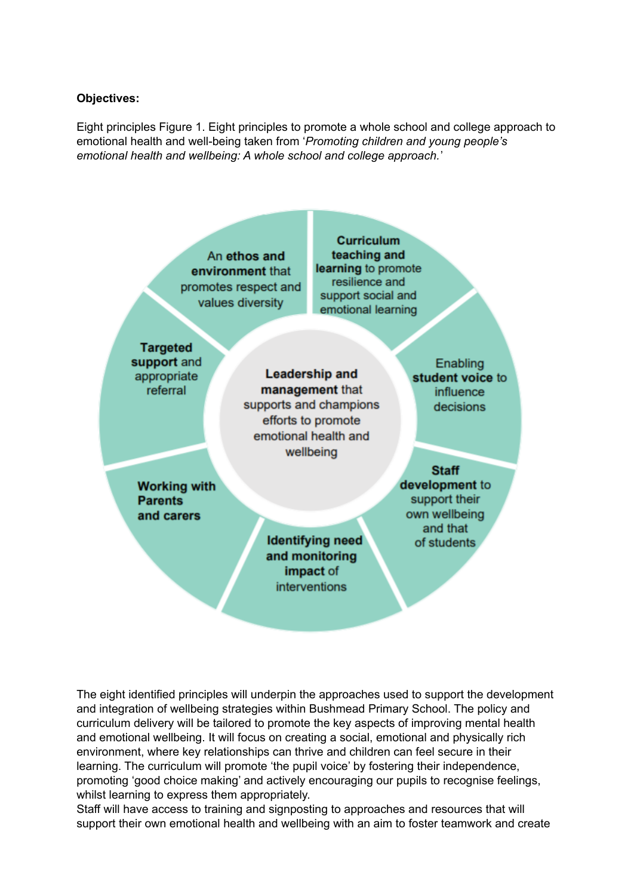**Objectives:**

Eight principles Figure 1. Eight principles to promote a whole school and college approach to emotional health and well-being taken from '*Promoting children and young people's emotional health and wellbeing: A whole school and college approach.*'

**Leadership and management** that supports and champions efforts to promote emotional health and wellbeing

- An **ethos and environment** that promotes respect and values diversity
- **Curriculum teaching and learning** to promote resilience and support social and emotional learning
- Enabling **student voice** to influence decisions
- **Staff development** to support their own wellbeing and that of students
- **Identifying need and monitoring impact** of interventions
- **Working with Parents and carers**
- **Targeted support** and appropriate referral

The eight identified principles will underpin the approaches used to support the development and integration of wellbeing strategies within Bushmead Primary School. The policy and curriculum delivery will be tailored to promote the key aspects of improving mental health and emotional wellbeing. It will focus on creating a social, emotional and physically rich environment, where key relationships can thrive and children can feel secure in their learning. The curriculum will promote 'the pupil voice' by fostering their independence, promoting 'good choice making' and actively encouraging our pupils to recognise feelings, whilst learning to express them appropriately.

Staff will have access to training and signposting to approaches and resources that will support their own emotional health and wellbeing with an aim to foster teamwork and create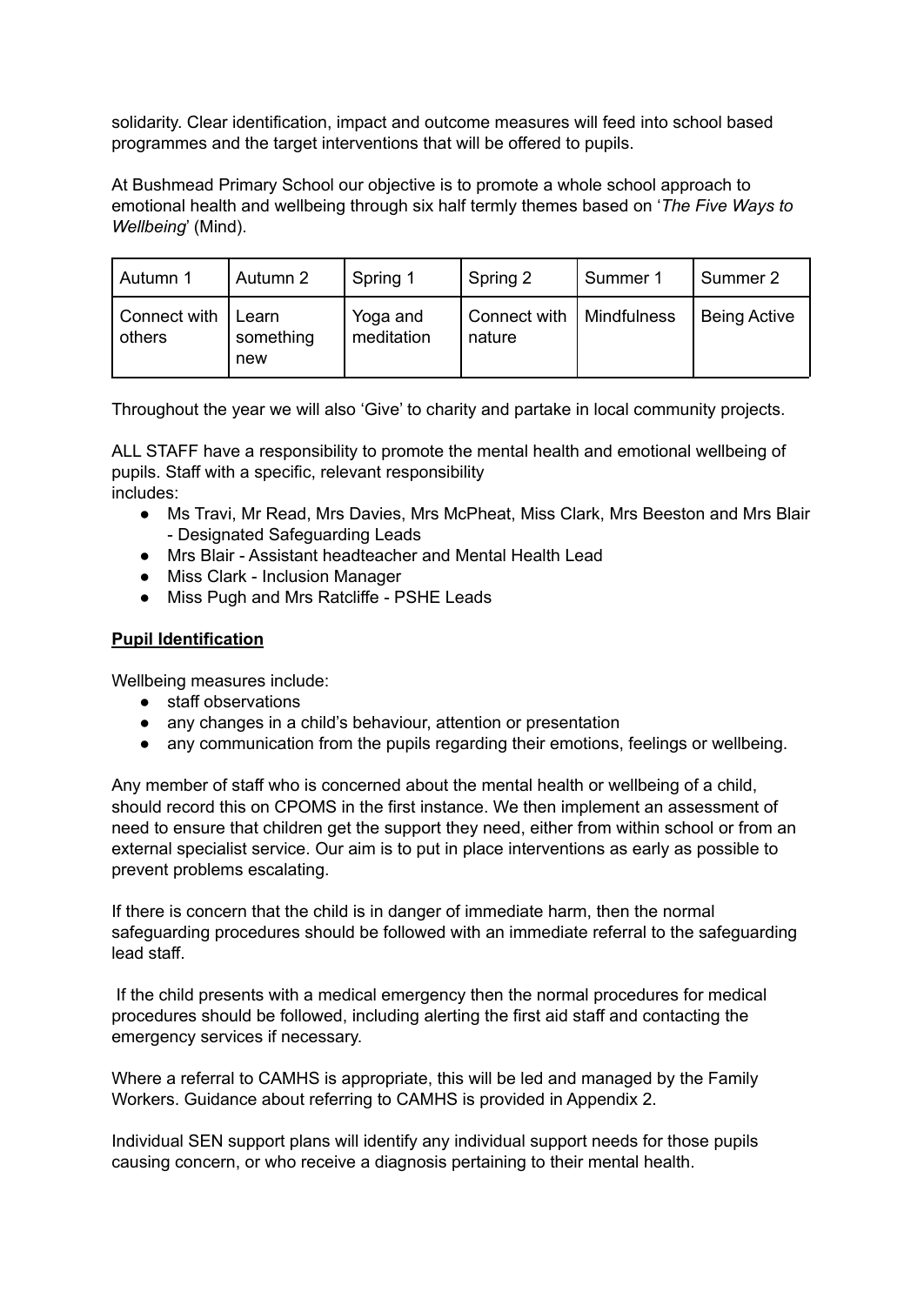solidarity. Clear identification, impact and outcome measures will feed into school based programmes and the target interventions that will be offered to pupils.

At Bushmead Primary School our objective is to promote a whole school approach to emotional health and wellbeing through six half termly themes based on '*The Five Ways to Wellbeing*' (Mind).

| Autumn 1 | Autumn 2 | Spring 1 | Spring 2 | Summer 1 | Summer 2 |
|---|---|---|---|---|---|
| Connect with others | Learn something new | Yoga and meditation | Connect with nature | Mindfulness | Being Active |

Throughout the year we will also 'Give' to charity and partake in local community projects.

ALL STAFF have a responsibility to promote the mental health and emotional wellbeing of pupils. Staff with a specific, relevant responsibility includes:

- Ms Travi, Mr Read, Mrs Davies, Mrs McPheat, Miss Clark, Mrs Beeston and Mrs Blair - Designated Safeguarding Leads
- Mrs Blair - Assistant headteacher and Mental Health Lead
- Miss Clark - Inclusion Manager
- Miss Pugh and Mrs Ratcliffe - PSHE Leads

**Pupil Identification**

Wellbeing measures include:

- staff observations
- any changes in a child's behaviour, attention or presentation
- any communication from the pupils regarding their emotions, feelings or wellbeing.

Any member of staff who is concerned about the mental health or wellbeing of a child, should record this on CPOMS in the first instance. We then implement an assessment of need to ensure that children get the support they need, either from within school or from an external specialist service. Our aim is to put in place interventions as early as possible to prevent problems escalating.

If there is concern that the child is in danger of immediate harm, then the normal safeguarding procedures should be followed with an immediate referral to the safeguarding lead staff.

If the child presents with a medical emergency then the normal procedures for medical procedures should be followed, including alerting the first aid staff and contacting the emergency services if necessary.

Where a referral to CAMHS is appropriate, this will be led and managed by the Family Workers. Guidance about referring to CAMHS is provided in Appendix 2.

Individual SEN support plans will identify any individual support needs for those pupils causing concern, or who receive a diagnosis pertaining to their mental health.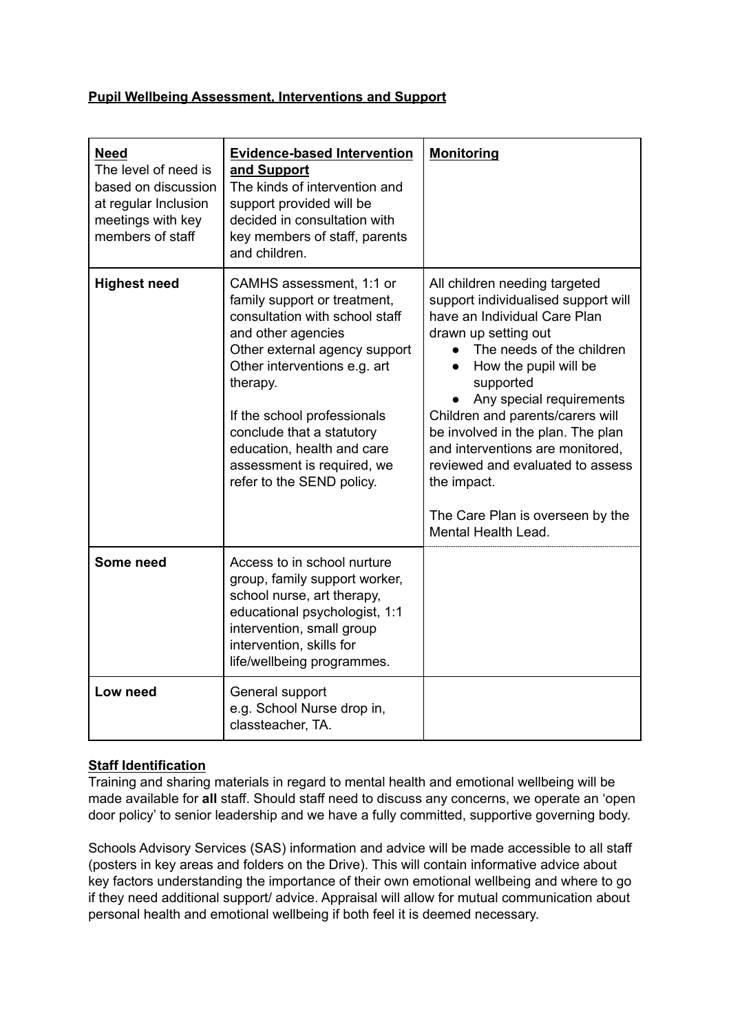**Pupil Wellbeing Assessment, Interventions and Support**

| **Need**<br>The level of need is based on discussion at regular Inclusion meetings with key members of staff | **Evidence-based Intervention and Support**<br>The kinds of intervention and support provided will be decided in consultation with key members of staff, parents and children. | **Monitoring** |
|---|---|---|
| **Highest need** | CAMHS assessment, 1:1 or family support or treatment, consultation with school staff and other agencies<br>Other external agency support<br>Other interventions e.g. art therapy.<br><br>If the school professionals conclude that a statutory education, health and care assessment is required, we refer to the SEND policy. | All children needing targeted support individualised support will have an Individual Care Plan drawn up setting out<br>• The needs of the children<br>• How the pupil will be supported<br>• Any special requirements<br>Children and parents/carers will be involved in the plan. The plan and interventions are monitored, reviewed and evaluated to assess the impact.<br><br>The Care Plan is overseen by the Mental Health Lead. |
| **Some need** | Access to in school nurture group, family support worker, school nurse, art therapy, educational psychologist, 1:1 intervention, small group intervention, skills for life/wellbeing programmes. | |
| **Low need** | General support<br>e.g. School Nurse drop in, classteacher, TA. | |

**Staff Identification**

Training and sharing materials in regard to mental health and emotional wellbeing will be made available for **all** staff. Should staff need to discuss any concerns, we operate an 'open door policy' to senior leadership and we have a fully committed, supportive governing body.

Schools Advisory Services (SAS) information and advice will be made accessible to all staff (posters in key areas and folders on the Drive). This will contain informative advice about key factors understanding the importance of their own emotional wellbeing and where to go if they need additional support/ advice. Appraisal will allow for mutual communication about personal health and emotional wellbeing if both feel it is deemed necessary.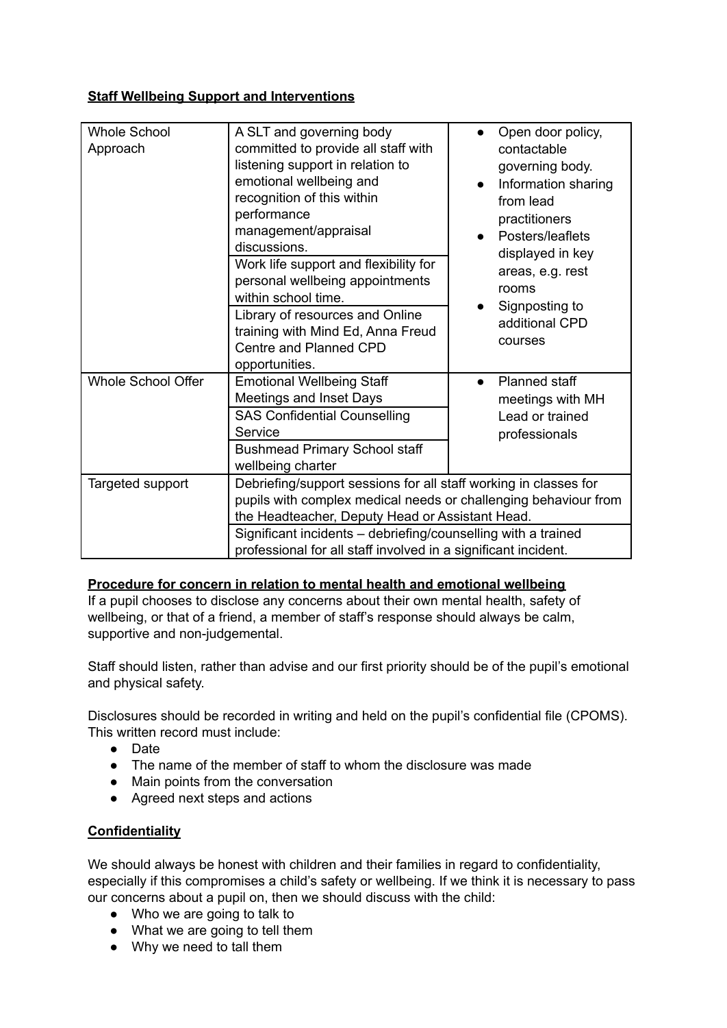**Staff Wellbeing Support and Interventions**

| | | |
|---|---|---|
| Whole School Approach | A SLT and governing body committed to provide all staff with listening support in relation to emotional wellbeing and recognition of this within performance management/appraisal discussions. | • Open door policy, contactable governing body.<br>• Information sharing from lead practitioners<br>• Posters/leaflets displayed in key areas, e.g. rest rooms<br>• Signposting to additional CPD courses |
| | Work life support and flexibility for personal wellbeing appointments within school time. | |
| | Library of resources and Online training with Mind Ed, Anna Freud Centre and Planned CPD opportunities. | |
| Whole School Offer | Emotional Wellbeing Staff Meetings and Inset Days | • Planned staff meetings with MH Lead or trained professionals |
| | SAS Confidential Counselling Service | |
| | Bushmead Primary School staff wellbeing charter | |
| Targeted support | Debriefing/support sessions for all staff working in classes for pupils with complex medical needs or challenging behaviour from the Headteacher, Deputy Head or Assistant Head. | |
| | Significant incidents – debriefing/counselling with a trained professional for all staff involved in a significant incident. | |

**Procedure for concern in relation to mental health and emotional wellbeing**

If a pupil chooses to disclose any concerns about their own mental health, safety of wellbeing, or that of a friend, a member of staff's response should always be calm, supportive and non-judgemental.

Staff should listen, rather than advise and our first priority should be of the pupil's emotional and physical safety.

Disclosures should be recorded in writing and held on the pupil's confidential file (CPOMS). This written record must include:

- Date
- The name of the member of staff to whom the disclosure was made
- Main points from the conversation
- Agreed next steps and actions

**Confidentiality**

We should always be honest with children and their families in regard to confidentiality, especially if this compromises a child's safety or wellbeing. If we think it is necessary to pass our concerns about a pupil on, then we should discuss with the child:

- Who we are going to talk to
- What we are going to tell them
- Why we need to tall them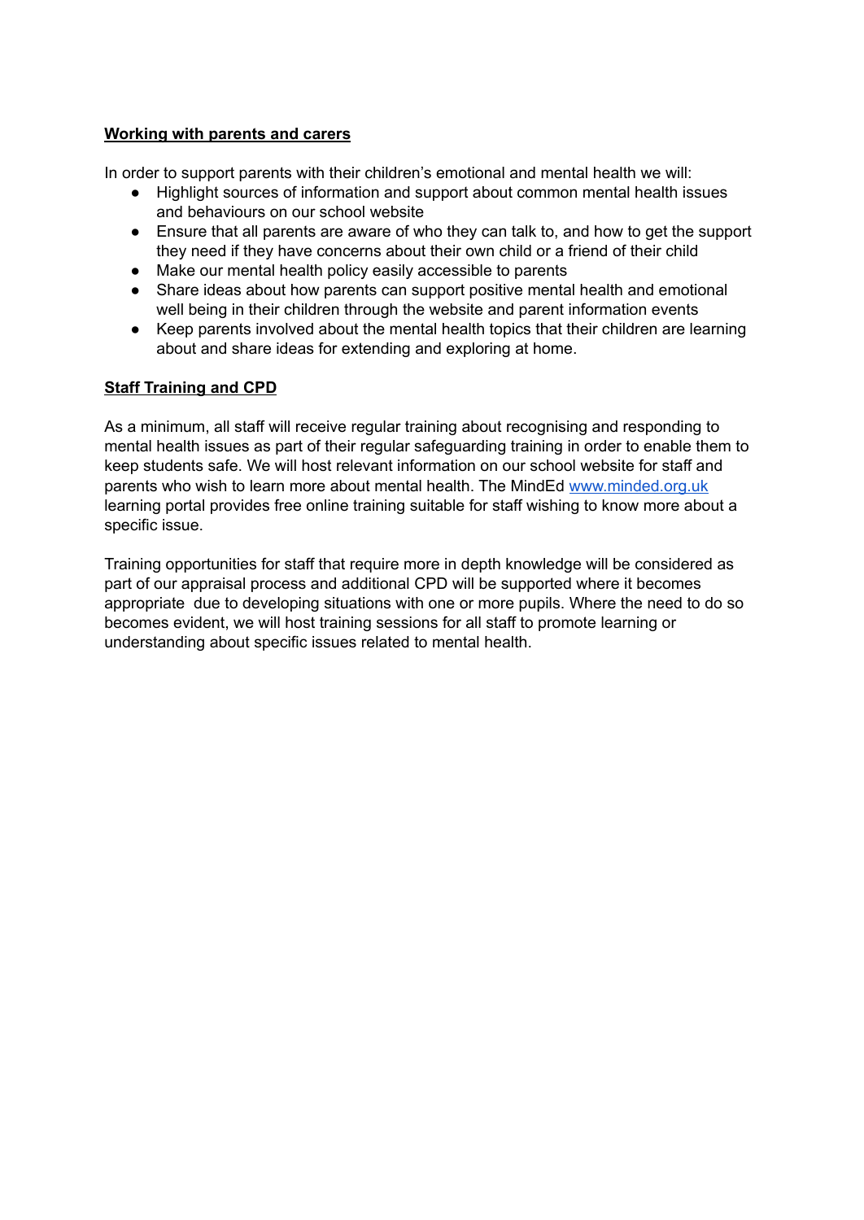## **Working with parents and carers**

In order to support parents with their children's emotional and mental health we will:

- Highlight sources of information and support about common mental health issues and behaviours on our school website
- Ensure that all parents are aware of who they can talk to, and how to get the support they need if they have concerns about their own child or a friend of their child
- Make our mental health policy easily accessible to parents
- Share ideas about how parents can support positive mental health and emotional well being in their children through the website and parent information events
- Keep parents involved about the mental health topics that their children are learning about and share ideas for extending and exploring at home.

## **Staff Training and CPD**

As a minimum, all staff will receive regular training about recognising and responding to mental health issues as part of their regular safeguarding training in order to enable them to keep students safe. We will host relevant information on our school website for staff and parents who wish to learn more about mental health. The MindEd [www.minded.org.uk](http://www.minded.org.uk) learning portal provides free online training suitable for staff wishing to know more about a specific issue.

Training opportunities for staff that require more in depth knowledge will be considered as part of our appraisal process and additional CPD will be supported where it becomes appropriate due to developing situations with one or more pupils. Where the need to do so becomes evident, we will host training sessions for all staff to promote learning or understanding about specific issues related to mental health.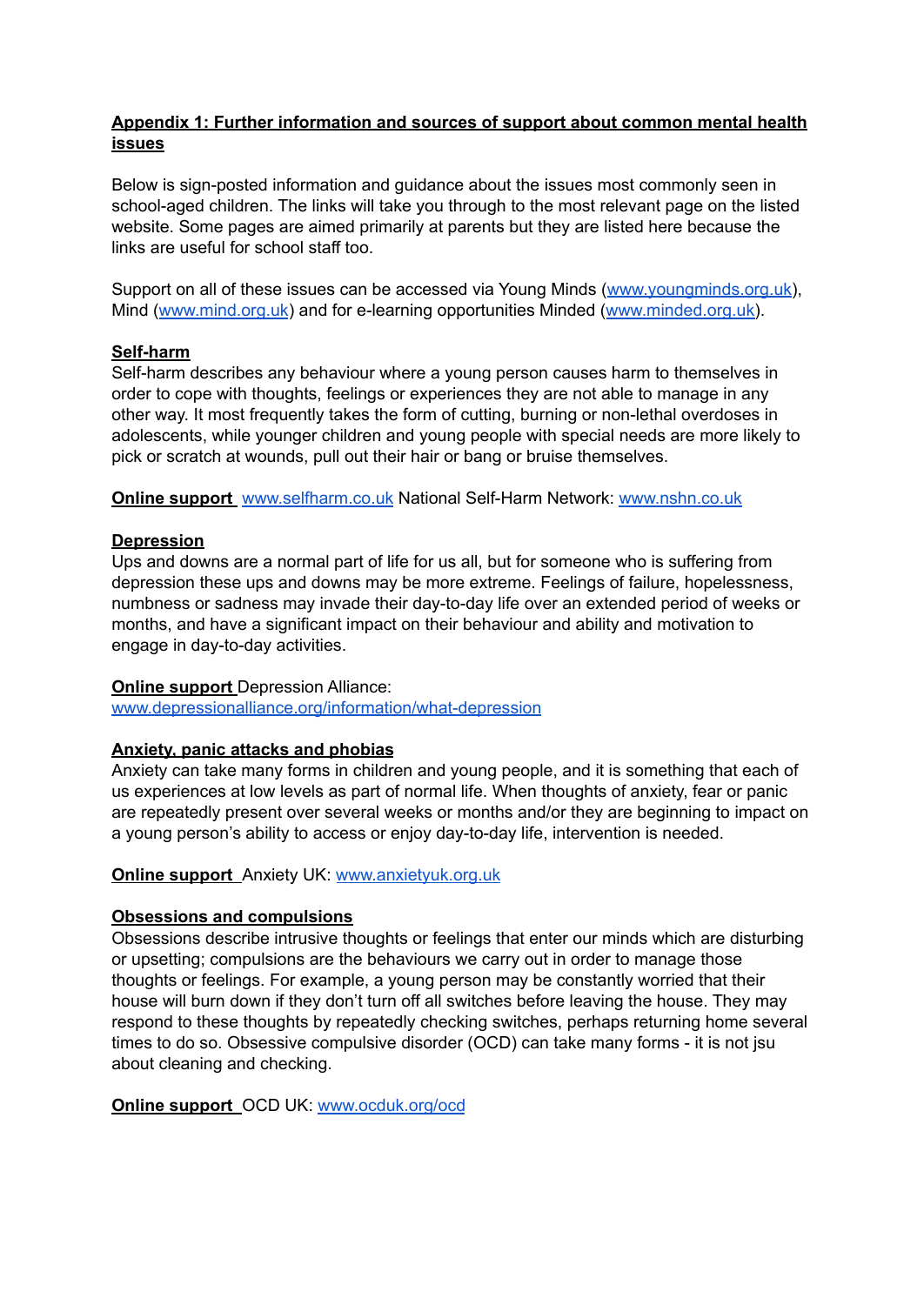## Appendix 1: Further information and sources of support about common mental health issues

Below is sign-posted information and guidance about the issues most commonly seen in school-aged children. The links will take you through to the most relevant page on the listed website. Some pages are aimed primarily at parents but they are listed here because the links are useful for school staff too.

Support on all of these issues can be accessed via Young Minds (www.youngminds.org.uk), Mind (www.mind.org.uk) and for e-learning opportunities Minded (www.minded.org.uk).

### Self-harm

Self-harm describes any behaviour where a young person causes harm to themselves in order to cope with thoughts, feelings or experiences they are not able to manage in any other way. It most frequently takes the form of cutting, burning or non-lethal overdoses in adolescents, while younger children and young people with special needs are more likely to pick or scratch at wounds, pull out their hair or bang or bruise themselves.

**Online support** www.selfharm.co.uk National Self-Harm Network: www.nshn.co.uk

### Depression

Ups and downs are a normal part of life for us all, but for someone who is suffering from depression these ups and downs may be more extreme. Feelings of failure, hopelessness, numbness or sadness may invade their day-to-day life over an extended period of weeks or months, and have a significant impact on their behaviour and ability and motivation to engage in day-to-day activities.

**Online support** Depression Alliance: www.depressionalliance.org/information/what-depression

### Anxiety, panic attacks and phobias

Anxiety can take many forms in children and young people, and it is something that each of us experiences at low levels as part of normal life. When thoughts of anxiety, fear or panic are repeatedly present over several weeks or months and/or they are beginning to impact on a young person's ability to access or enjoy day-to-day life, intervention is needed.

**Online support** Anxiety UK: www.anxietyuk.org.uk

### Obsessions and compulsions

Obsessions describe intrusive thoughts or feelings that enter our minds which are disturbing or upsetting; compulsions are the behaviours we carry out in order to manage those thoughts or feelings. For example, a young person may be constantly worried that their house will burn down if they don't turn off all switches before leaving the house. They may respond to these thoughts by repeatedly checking switches, perhaps returning home several times to do so. Obsessive compulsive disorder (OCD) can take many forms - it is not jsu about cleaning and checking.

**Online support** OCD UK: www.ocduk.org/ocd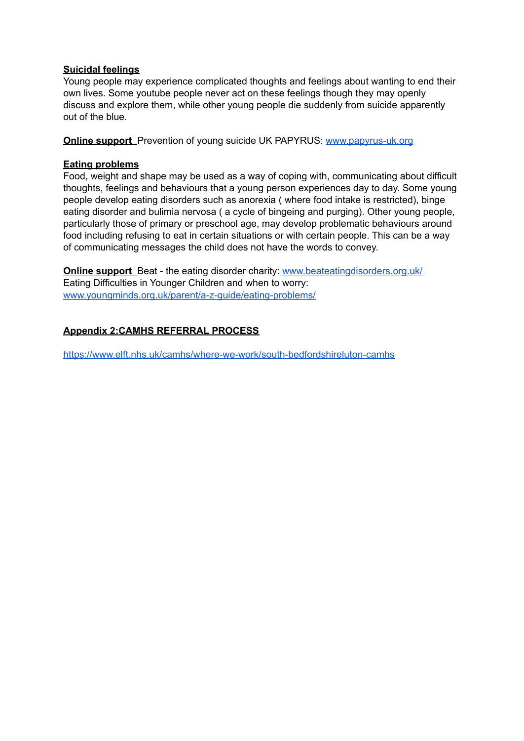**Suicidal feelings**

Young people may experience complicated thoughts and feelings about wanting to end their own lives. Some youtube people never act on these feelings though they may openly discuss and explore them, while other young people die suddenly from suicide apparently out of the blue.

**Online support** Prevention of young suicide UK PAPYRUS: [www.papyrus-uk.org](http://www.papyrus-uk.org)

**Eating problems**

Food, weight and shape may be used as a way of coping with, communicating about difficult thoughts, feelings and behaviours that a young person experiences day to day. Some young people develop eating disorders such as anorexia ( where food intake is restricted), binge eating disorder and bulimia nervosa ( a cycle of bingeing and purging). Other young people, particularly those of primary or preschool age, may develop problematic behaviours around food including refusing to eat in certain situations or with certain people. This can be a way of communicating messages the child does not have the words to convey.

**Online support** Beat - the eating disorder charity: [www.beateatingdisorders.org.uk/](http://www.beateatingdisorders.org.uk/)
Eating Difficulties in Younger Children and when to worry:
[www.youngminds.org.uk/parent/a-z-guide/eating-problems/](http://www.youngminds.org.uk/parent/a-z-guide/eating-problems/)

**Appendix 2:CAMHS REFERRAL PROCESS**

[https://www.elft.nhs.uk/camhs/where-we-work/south-bedfordshireluton-camhs](https://www.elft.nhs.uk/camhs/where-we-work/south-bedfordshireluton-camhs)